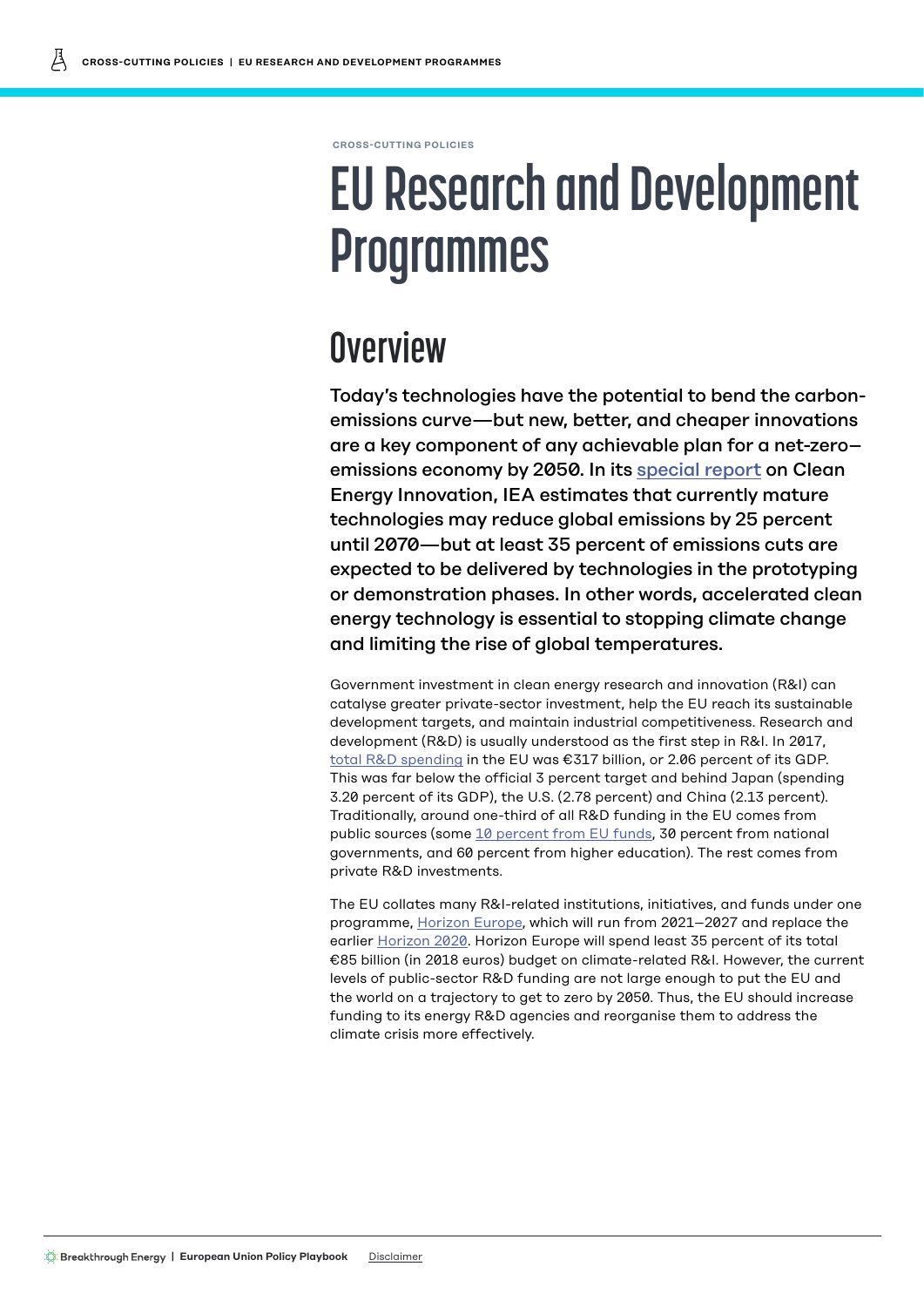CROSS-CUTTING POLICIES

# EU Research and Development Programmes

## Overview

**Today's technologies have the potential to bend the carbon-emissions curve—but new, better, and cheaper innovations are a key component of any achievable plan for a net-zero–emissions economy by 2050. In its special report on Clean Energy Innovation, IEA estimates that currently mature technologies may reduce global emissions by 25 percent until 2070—but at least 35 percent of emissions cuts are expected to be delivered by technologies in the prototyping or demonstration phases. In other words, accelerated clean energy technology is essential to stopping climate change and limiting the rise of global temperatures.**

Government investment in clean energy research and innovation (R&I) can catalyse greater private-sector investment, help the EU reach its sustainable development targets, and maintain industrial competitiveness. Research and development (R&D) is usually understood as the first step in R&I. In 2017, total R&D spending in the EU was €317 billion, or 2.06 percent of its GDP. This was far below the official 3 percent target and behind Japan (spending 3.20 percent of its GDP), the U.S. (2.78 percent) and China (2.13 percent). Traditionally, around one-third of all R&D funding in the EU comes from public sources (some 10 percent from EU funds, 30 percent from national governments, and 60 percent from higher education). The rest comes from private R&D investments.

The EU collates many R&I-related institutions, initiatives, and funds under one programme, Horizon Europe, which will run from 2021–2027 and replace the earlier Horizon 2020. Horizon Europe will spend least 35 percent of its total €85 billion (in 2018 euros) budget on climate-related R&I. However, the current levels of public-sector R&D funding are not large enough to put the EU and the world on a trajectory to get to zero by 2050. Thus, the EU should increase funding to its energy R&D agencies and reorganise them to address the climate crisis more effectively.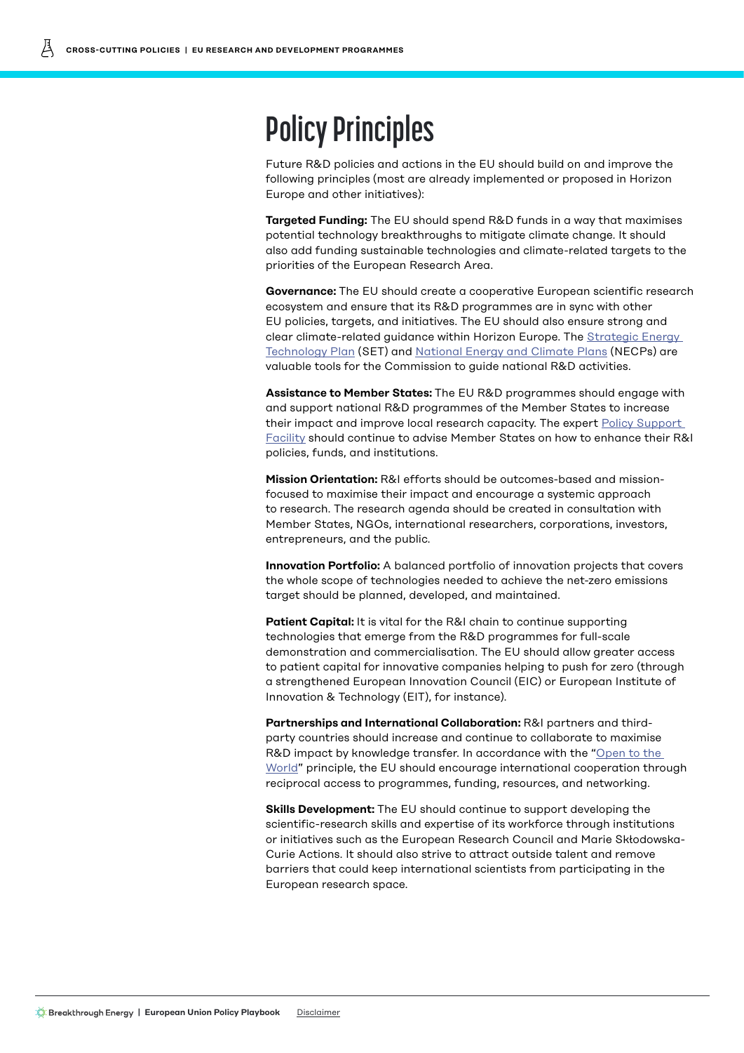# Policy Principles

Future R&D policies and actions in the EU should build on and improve the following principles (most are already implemented or proposed in Horizon Europe and other initiatives):

**Targeted Funding:** The EU should spend R&D funds in a way that maximises potential technology breakthroughs to mitigate climate change. It should also add funding sustainable technologies and climate-related targets to the priorities of the European Research Area.

**Governance:** The EU should create a cooperative European scientific research ecosystem and ensure that its R&D programmes are in sync with other EU policies, targets, and initiatives. The EU should also ensure strong and clear climate-related guidance within Horizon Europe. The Strategic Energy Technology Plan (SET) and National Energy and Climate Plans (NECPs) are valuable tools for the Commission to guide national R&D activities.

**Assistance to Member States:** The EU R&D programmes should engage with and support national R&D programmes of the Member States to increase their impact and improve local research capacity. The expert Policy Support Facility should continue to advise Member States on how to enhance their R&I policies, funds, and institutions.

**Mission Orientation:** R&I efforts should be outcomes-based and mission-focused to maximise their impact and encourage a systemic approach to research. The research agenda should be created in consultation with Member States, NGOs, international researchers, corporations, investors, entrepreneurs, and the public.

**Innovation Portfolio:** A balanced portfolio of innovation projects that covers the whole scope of technologies needed to achieve the net-zero emissions target should be planned, developed, and maintained.

**Patient Capital:** It is vital for the R&I chain to continue supporting technologies that emerge from the R&D programmes for full-scale demonstration and commercialisation. The EU should allow greater access to patient capital for innovative companies helping to push for zero (through a strengthened European Innovation Council (EIC) or European Institute of Innovation & Technology (EIT), for instance).

**Partnerships and International Collaboration:** R&I partners and third-party countries should increase and continue to collaborate to maximise R&D impact by knowledge transfer. In accordance with the "Open to the World" principle, the EU should encourage international cooperation through reciprocal access to programmes, funding, resources, and networking.

**Skills Development:** The EU should continue to support developing the scientific-research skills and expertise of its workforce through institutions or initiatives such as the European Research Council and Marie Skłodowska-Curie Actions. It should also strive to attract outside talent and remove barriers that could keep international scientists from participating in the European research space.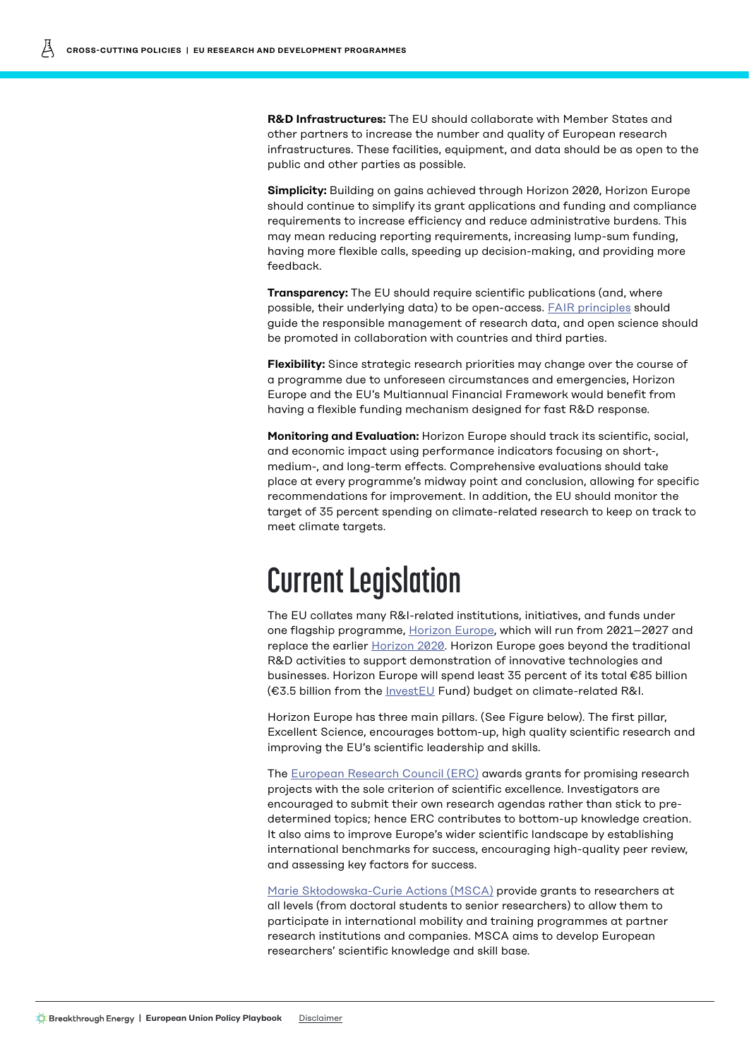**R&D Infrastructures:** The EU should collaborate with Member States and other partners to increase the number and quality of European research infrastructures. These facilities, equipment, and data should be as open to the public and other parties as possible.

**Simplicity:** Building on gains achieved through Horizon 2020, Horizon Europe should continue to simplify its grant applications and funding and compliance requirements to increase efficiency and reduce administrative burdens. This may mean reducing reporting requirements, increasing lump-sum funding, having more flexible calls, speeding up decision-making, and providing more feedback.

**Transparency:** The EU should require scientific publications (and, where possible, their underlying data) to be open-access. FAIR principles should guide the responsible management of research data, and open science should be promoted in collaboration with countries and third parties.

**Flexibility:** Since strategic research priorities may change over the course of a programme due to unforeseen circumstances and emergencies, Horizon Europe and the EU's Multiannual Financial Framework would benefit from having a flexible funding mechanism designed for fast R&D response.

**Monitoring and Evaluation:** Horizon Europe should track its scientific, social, and economic impact using performance indicators focusing on short-, medium-, and long-term effects. Comprehensive evaluations should take place at every programme's midway point and conclusion, allowing for specific recommendations for improvement. In addition, the EU should monitor the target of 35 percent spending on climate-related research to keep on track to meet climate targets.

# Current Legislation

The EU collates many R&I-related institutions, initiatives, and funds under one flagship programme, Horizon Europe, which will run from 2021–2027 and replace the earlier Horizon 2020. Horizon Europe goes beyond the traditional R&D activities to support demonstration of innovative technologies and businesses. Horizon Europe will spend least 35 percent of its total €85 billion (€3.5 billion from the InvestEU Fund) budget on climate-related R&I.

Horizon Europe has three main pillars. (See Figure below). The first pillar, Excellent Science, encourages bottom-up, high quality scientific research and improving the EU's scientific leadership and skills.

The European Research Council (ERC) awards grants for promising research projects with the sole criterion of scientific excellence. Investigators are encouraged to submit their own research agendas rather than stick to pre-determined topics; hence ERC contributes to bottom-up knowledge creation. It also aims to improve Europe's wider scientific landscape by establishing international benchmarks for success, encouraging high-quality peer review, and assessing key factors for success.

Marie Skłodowska-Curie Actions (MSCA) provide grants to researchers at all levels (from doctoral students to senior researchers) to allow them to participate in international mobility and training programmes at partner research institutions and companies. MSCA aims to develop European researchers' scientific knowledge and skill base.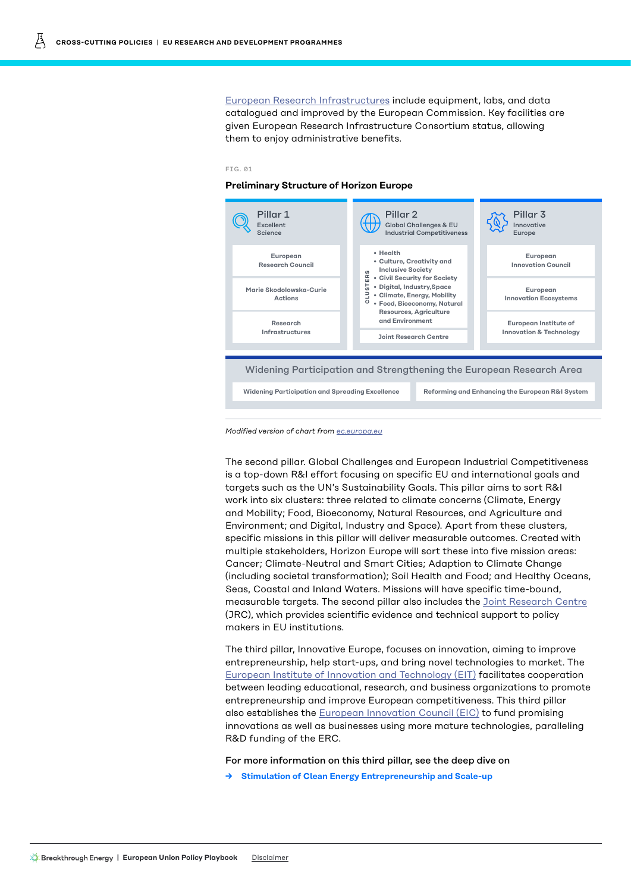European Research Infrastructures include equipment, labs, and data catalogued and improved by the European Commission. Key facilities are given European Research Infrastructure Consortium status, allowing them to enjoy administrative benefits.

FIG. 01

**Preliminary Structure of Horizon Europe**

| Pillar 1 Excellent Science | Pillar 2 Global Challenges & EU Industrial Competitiveness | Pillar 3 Innovative Europe |
|---|---|---|
| European Research Council | CLUSTERS: • Health • Culture, Creativity and Inclusive Society • Civil Security for Society • Digital, Industry, Space • Climate, Energy, Mobility • Food, Bioeconomy, Natural Resources, Agriculture and Environment | European Innovation Council |
| Marie Skodolowska-Curie Actions | | European Innovation Ecosystems |
| Research Infrastructures | Joint Research Centre | European Institute of Innovation & Technology |

| Widening Participation and Strengthening the European Research Area | |
|---|---|
| Widening Participation and Spreading Excellence | Reforming and Enhancing the European R&I System |

*Modified version of chart from ec.europa.eu*

The second pillar. Global Challenges and European Industrial Competitiveness is a top-down R&I effort focusing on specific EU and international goals and targets such as the UN's Sustainability Goals. This pillar aims to sort R&I work into six clusters: three related to climate concerns (Climate, Energy and Mobility; Food, Bioeconomy, Natural Resources, and Agriculture and Environment; and Digital, Industry and Space). Apart from these clusters, specific missions in this pillar will deliver measurable outcomes. Created with multiple stakeholders, Horizon Europe will sort these into five mission areas: Cancer; Climate-Neutral and Smart Cities; Adaption to Climate Change (including societal transformation); Soil Health and Food; and Healthy Oceans, Seas, Coastal and Inland Waters. Missions will have specific time-bound, measurable targets. The second pillar also includes the Joint Research Centre (JRC), which provides scientific evidence and technical support to policy makers in EU institutions.

The third pillar, Innovative Europe, focuses on innovation, aiming to improve entrepreneurship, help start-ups, and bring novel technologies to market. The European Institute of Innovation and Technology (EIT) facilitates cooperation between leading educational, research, and business organizations to promote entrepreneurship and improve European competitiveness. This third pillar also establishes the European Innovation Council (EIC) to fund promising innovations as well as businesses using more mature technologies, paralleling R&D funding of the ERC.

For more information on this third pillar, see the deep dive on

→ **Stimulation of Clean Energy Entrepreneurship and Scale-up**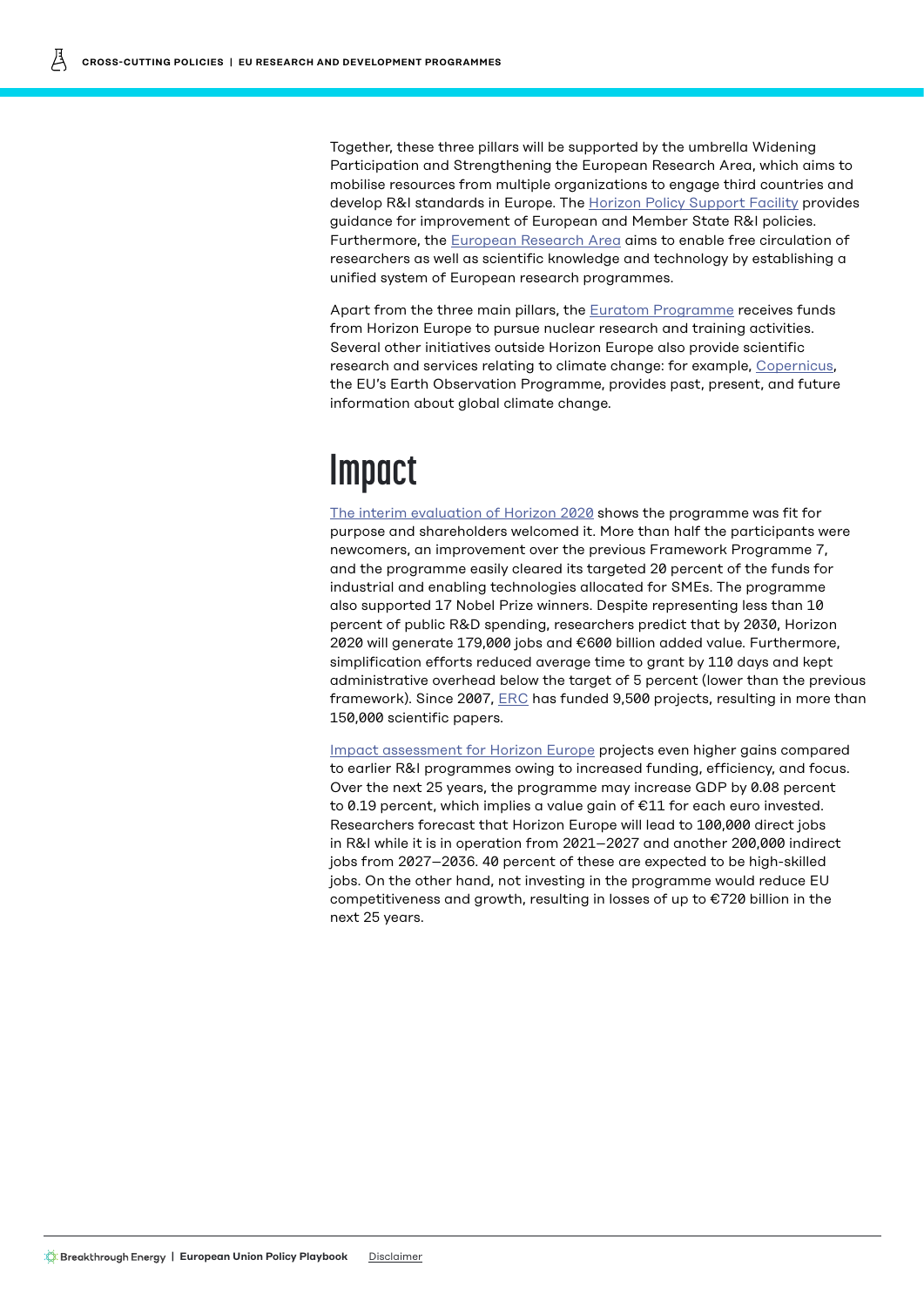Together, these three pillars will be supported by the umbrella Widening Participation and Strengthening the European Research Area, which aims to mobilise resources from multiple organizations to engage third countries and develop R&I standards in Europe. The Horizon Policy Support Facility provides guidance for improvement of European and Member State R&I policies. Furthermore, the European Research Area aims to enable free circulation of researchers as well as scientific knowledge and technology by establishing a unified system of European research programmes.

Apart from the three main pillars, the Euratom Programme receives funds from Horizon Europe to pursue nuclear research and training activities. Several other initiatives outside Horizon Europe also provide scientific research and services relating to climate change: for example, Copernicus, the EU's Earth Observation Programme, provides past, present, and future information about global climate change.

# Impact

The interim evaluation of Horizon 2020 shows the programme was fit for purpose and shareholders welcomed it. More than half the participants were newcomers, an improvement over the previous Framework Programme 7, and the programme easily cleared its targeted 20 percent of the funds for industrial and enabling technologies allocated for SMEs. The programme also supported 17 Nobel Prize winners. Despite representing less than 10 percent of public R&D spending, researchers predict that by 2030, Horizon 2020 will generate 179,000 jobs and €600 billion added value. Furthermore, simplification efforts reduced average time to grant by 110 days and kept administrative overhead below the target of 5 percent (lower than the previous framework). Since 2007, ERC has funded 9,500 projects, resulting in more than 150,000 scientific papers.

Impact assessment for Horizon Europe projects even higher gains compared to earlier R&I programmes owing to increased funding, efficiency, and focus. Over the next 25 years, the programme may increase GDP by 0.08 percent to 0.19 percent, which implies a value gain of €11 for each euro invested. Researchers forecast that Horizon Europe will lead to 100,000 direct jobs in R&I while it is in operation from 2021–2027 and another 200,000 indirect jobs from 2027–2036. 40 percent of these are expected to be high-skilled jobs. On the other hand, not investing in the programme would reduce EU competitiveness and growth, resulting in losses of up to €720 billion in the next 25 years.